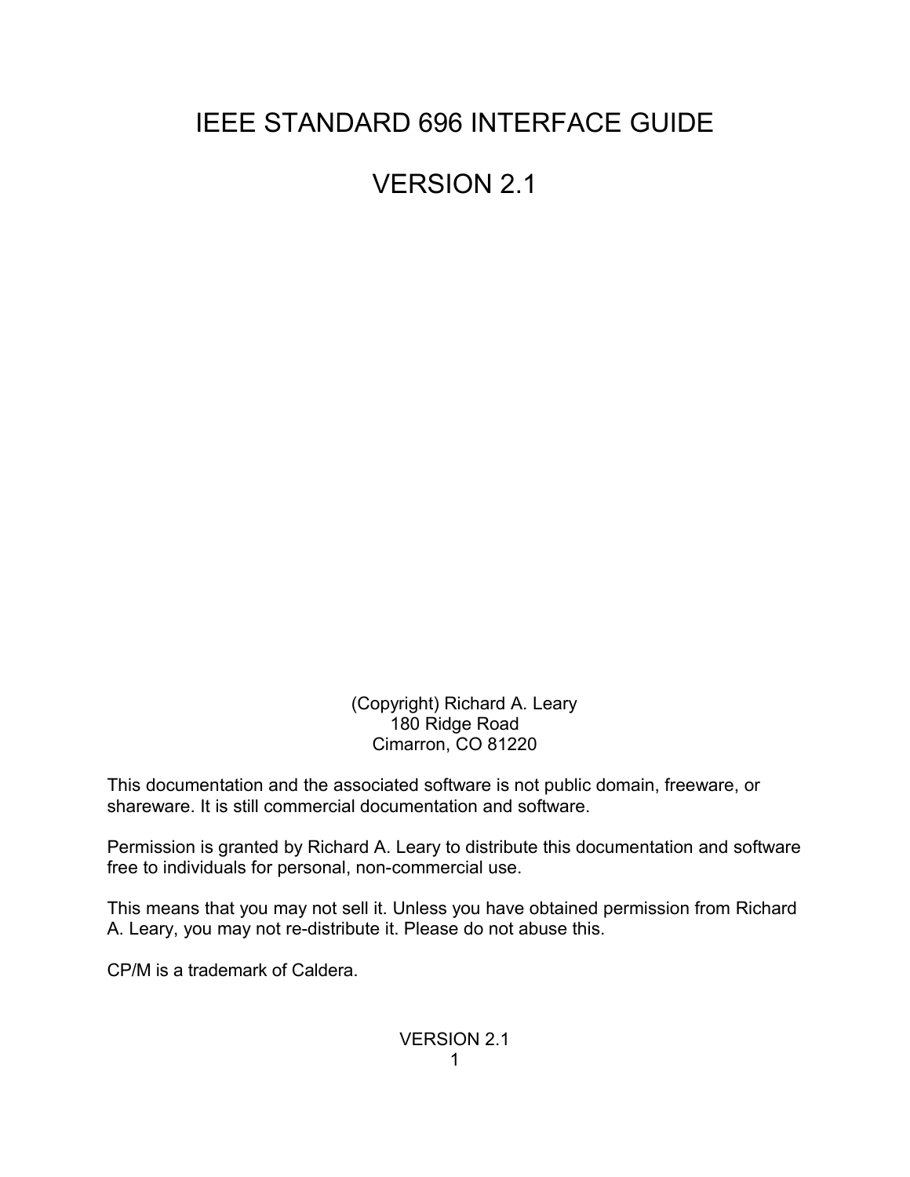# IEEE STANDARD 696 INTERFACE GUIDE

# VERSION 2.1

(Copyright) Richard A. Leary
180 Ridge Road
Cimarron, CO 81220

This documentation and the associated software is not public domain, freeware, or shareware. It is still commercial documentation and software.

Permission is granted by Richard A. Leary to distribute this documentation and software free to individuals for personal, non-commercial use.

This means that you may not sell it. Unless you have obtained permission from Richard A. Leary, you may not re-distribute it. Please do not abuse this.

CP/M is a trademark of Caldera.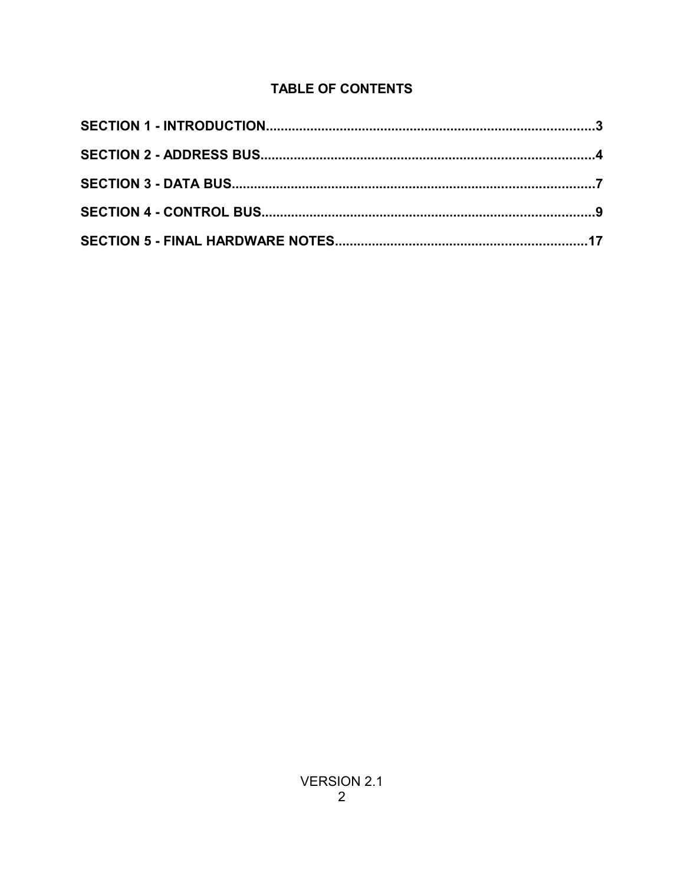# TABLE OF CONTENTS

**SECTION 1 - INTRODUCTION........................................................................................3**

**SECTION 2 - ADDRESS BUS.........................................................................................4**

**SECTION 3 - DATA BUS..................................................................................................7**

**SECTION 4 - CONTROL BUS.........................................................................................9**

**SECTION 5 - FINAL HARDWARE NOTES....................................................................17**

VERSION 2.1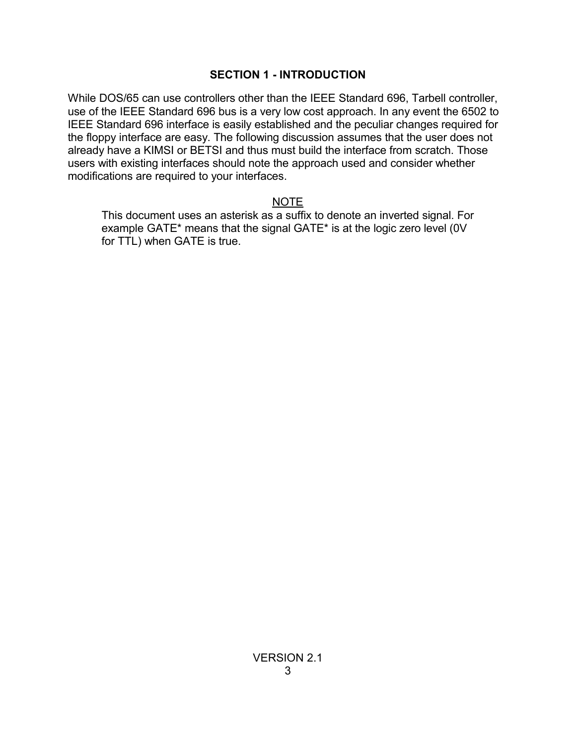## SECTION 1 - INTRODUCTION

While DOS/65 can use controllers other than the IEEE Standard 696, Tarbell controller, use of the IEEE Standard 696 bus is a very low cost approach. In any event the 6502 to IEEE Standard 696 interface is easily established and the peculiar changes required for the floppy interface are easy. The following discussion assumes that the user does not already have a KIMSI or BETSI and thus must build the interface from scratch. Those users with existing interfaces should note the approach used and consider whether modifications are required to your interfaces.

<u>NOTE</u>

> This document uses an asterisk as a suffix to denote an inverted signal. For example GATE* means that the signal GATE* is at the logic zero level (0V for TTL) when GATE is true.

VERSION 2.1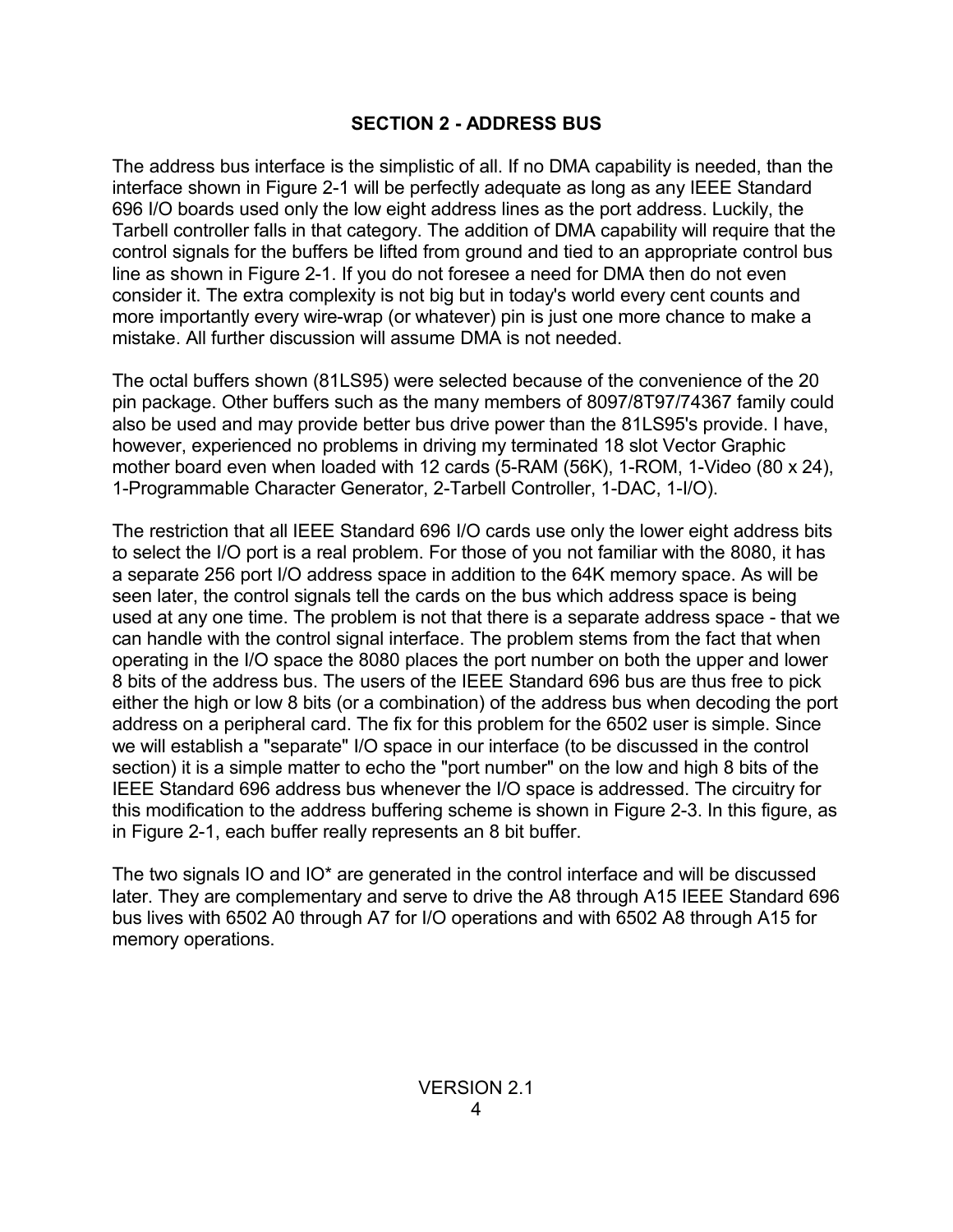## SECTION 2 - ADDRESS BUS

The address bus interface is the simplistic of all. If no DMA capability is needed, than the interface shown in Figure 2-1 will be perfectly adequate as long as any IEEE Standard 696 I/O boards used only the low eight address lines as the port address. Luckily, the Tarbell controller falls in that category. The addition of DMA capability will require that the control signals for the buffers be lifted from ground and tied to an appropriate control bus line as shown in Figure 2-1. If you do not foresee a need for DMA then do not even consider it. The extra complexity is not big but in today's world every cent counts and more importantly every wire-wrap (or whatever) pin is just one more chance to make a mistake. All further discussion will assume DMA is not needed.

The octal buffers shown (81LS95) were selected because of the convenience of the 20 pin package. Other buffers such as the many members of 8097/8T97/74367 family could also be used and may provide better bus drive power than the 81LS95's provide. I have, however, experienced no problems in driving my terminated 18 slot Vector Graphic mother board even when loaded with 12 cards (5-RAM (56K), 1-ROM, 1-Video (80 x 24), 1-Programmable Character Generator, 2-Tarbell Controller, 1-DAC, 1-I/O).

The restriction that all IEEE Standard 696 I/O cards use only the lower eight address bits to select the I/O port is a real problem. For those of you not familiar with the 8080, it has a separate 256 port I/O address space in addition to the 64K memory space. As will be seen later, the control signals tell the cards on the bus which address space is being used at any one time. The problem is not that there is a separate address space - that we can handle with the control signal interface. The problem stems from the fact that when operating in the I/O space the 8080 places the port number on both the upper and lower 8 bits of the address bus. The users of the IEEE Standard 696 bus are thus free to pick either the high or low 8 bits (or a combination) of the address bus when decoding the port address on a peripheral card. The fix for this problem for the 6502 user is simple. Since we will establish a "separate" I/O space in our interface (to be discussed in the control section) it is a simple matter to echo the "port number" on the low and high 8 bits of the IEEE Standard 696 address bus whenever the I/O space is addressed. The circuitry for this modification to the address buffering scheme is shown in Figure 2-3. In this figure, as in Figure 2-1, each buffer really represents an 8 bit buffer.

The two signals IO and IO* are generated in the control interface and will be discussed later. They are complementary and serve to drive the A8 through A15 IEEE Standard 696 bus lives with 6502 A0 through A7 for I/O operations and with 6502 A8 through A15 for memory operations.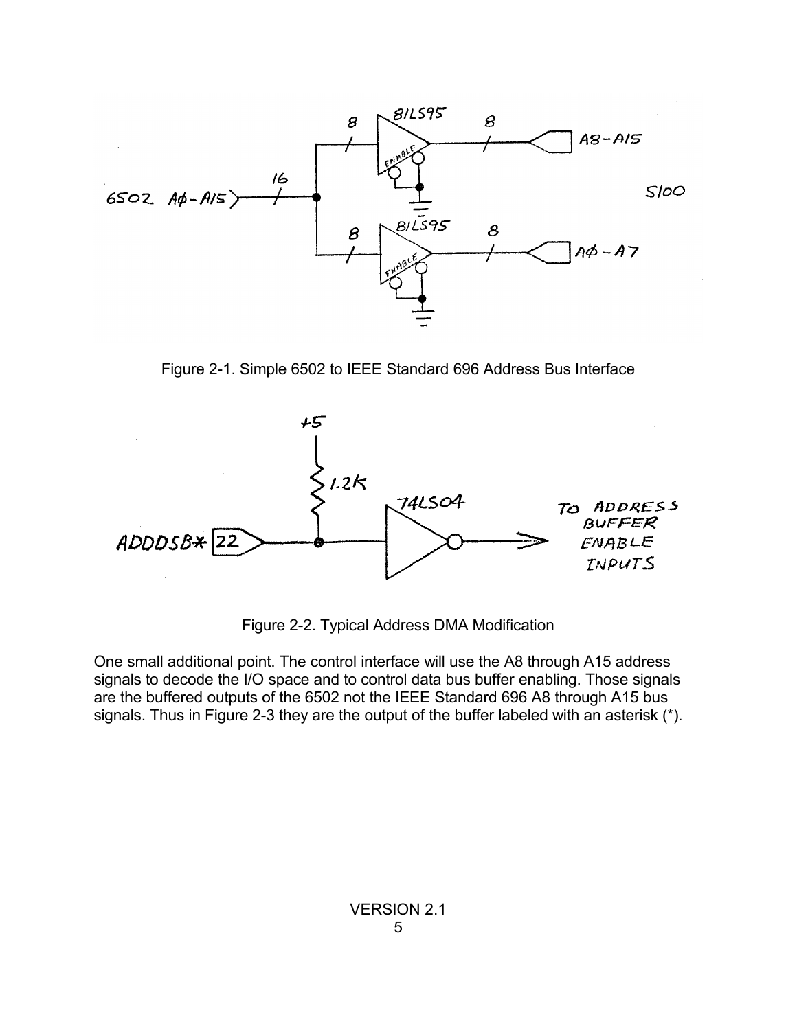Figure 2-1. Simple 6502 to IEEE Standard 696 Address Bus Interface

Figure 2-2. Typical Address DMA Modification

One small additional point. The control interface will use the A8 through A15 address signals to decode the I/O space and to control data bus buffer enabling. Those signals are the buffered outputs of the 6502 not the IEEE Standard 696 A8 through A15 bus signals. Thus in Figure 2-3 they are the output of the buffer labeled with an asterisk (*).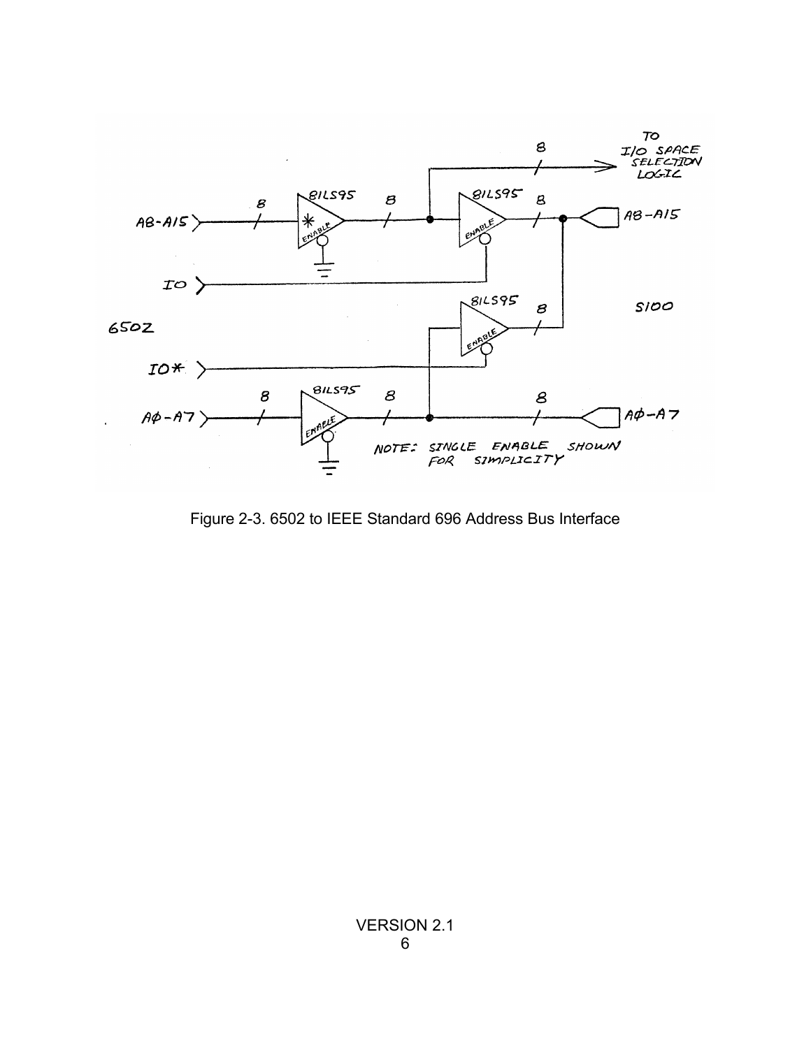Figure 2-3. 6502 to IEEE Standard 696 Address Bus Interface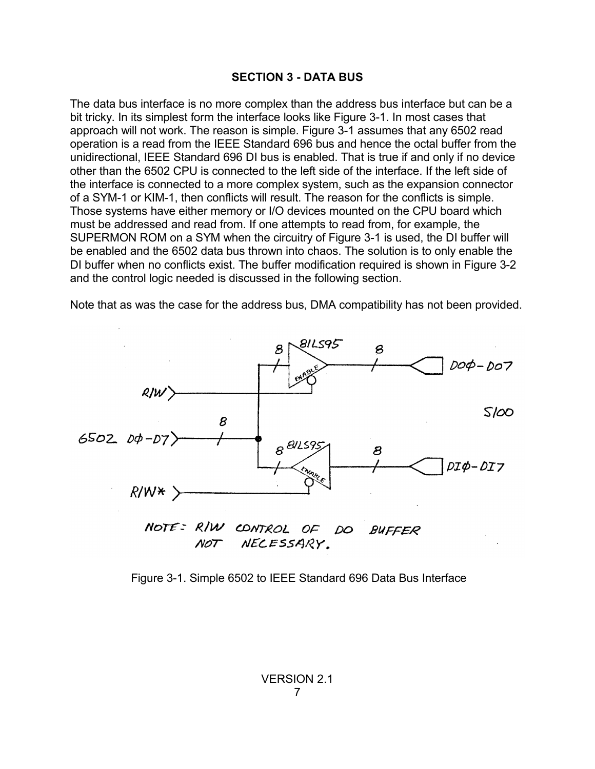## SECTION 3 - DATA BUS

The data bus interface is no more complex than the address bus interface but can be a bit tricky. In its simplest form the interface looks like Figure 3-1. In most cases that approach will not work. The reason is simple. Figure 3-1 assumes that any 6502 read operation is a read from the IEEE Standard 696 bus and hence the octal buffer from the unidirectional, IEEE Standard 696 DI bus is enabled. That is true if and only if no device other than the 6502 CPU is connected to the left side of the interface. If the left side of the interface is connected to a more complex system, such as the expansion connector of a SYM-1 or KIM-1, then conflicts will result. The reason for the conflicts is simple. Those systems have either memory or I/O devices mounted on the CPU board which must be addressed and read from. If one attempts to read from, for example, the SUPERMON ROM on a SYM when the circuitry of Figure 3-1 is used, the DI buffer will be enabled and the 6502 data bus thrown into chaos. The solution is to only enable the DI buffer when no conflicts exist. The buffer modification required is shown in Figure 3-2 and the control logic needed is discussed in the following section.

Note that as was the case for the address bus, DMA compatibility has not been provided.

Figure 3-1. Simple 6502 to IEEE Standard 696 Data Bus Interface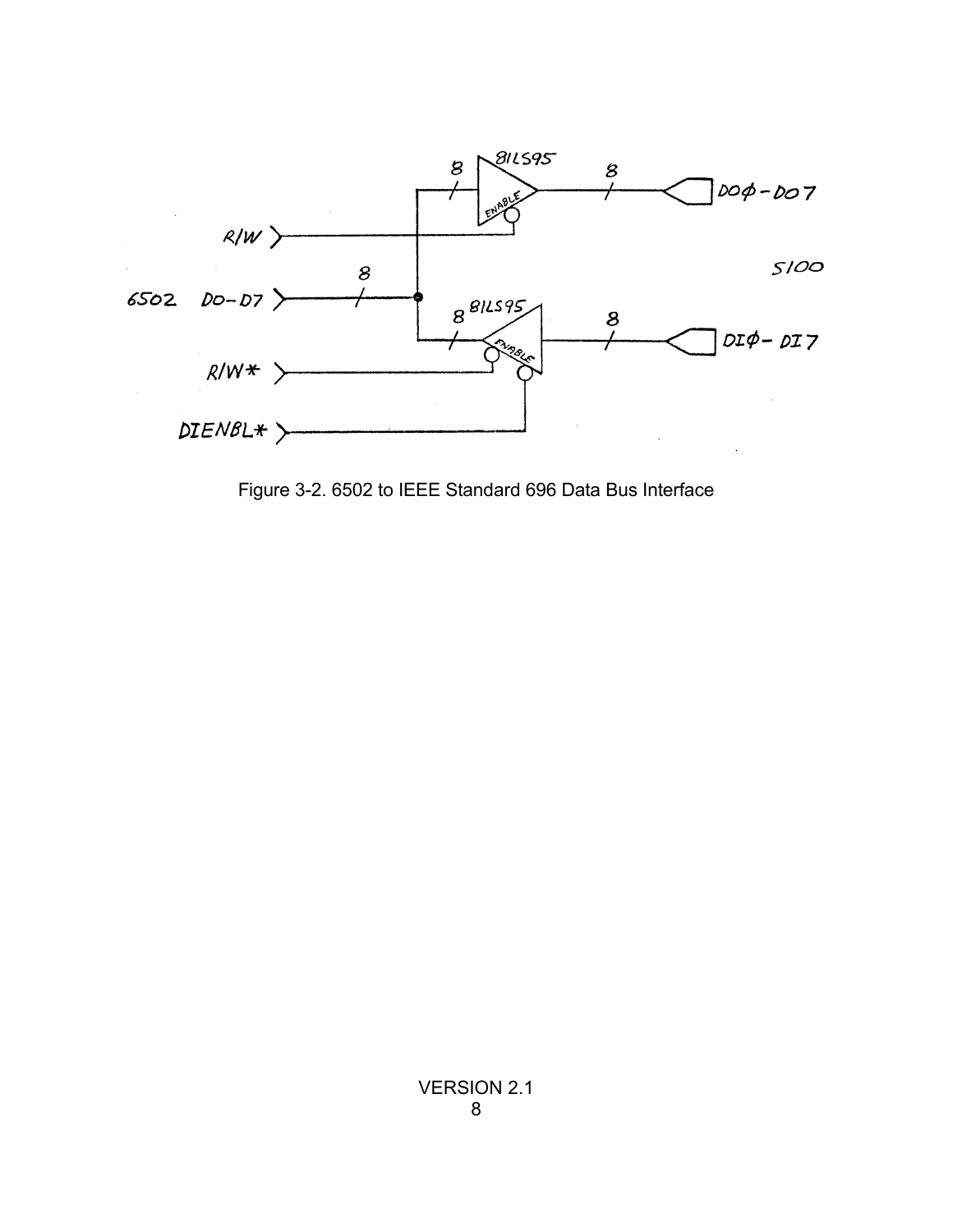Figure 3-2. 6502 to IEEE Standard 696 Data Bus Interface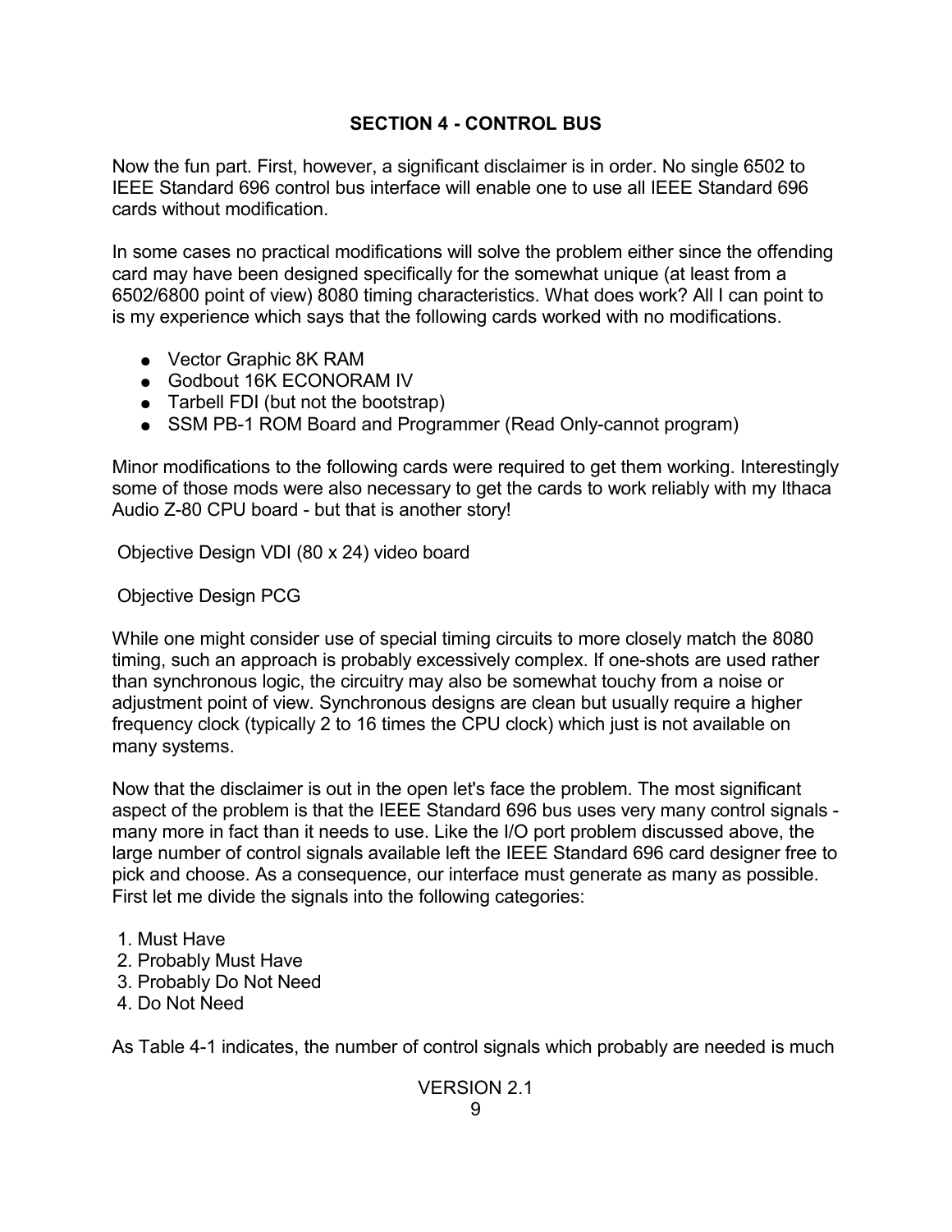## SECTION 4 - CONTROL BUS

Now the fun part. First, however, a significant disclaimer is in order. No single 6502 to IEEE Standard 696 control bus interface will enable one to use all IEEE Standard 696 cards without modification.

In some cases no practical modifications will solve the problem either since the offending card may have been designed specifically for the somewhat unique (at least from a 6502/6800 point of view) 8080 timing characteristics. What does work? All I can point to is my experience which says that the following cards worked with no modifications.

- Vector Graphic 8K RAM
- Godbout 16K ECONORAM IV
- Tarbell FDI (but not the bootstrap)
- SSM PB-1 ROM Board and Programmer (Read Only-cannot program)

Minor modifications to the following cards were required to get them working. Interestingly some of those mods were also necessary to get the cards to work reliably with my Ithaca Audio Z-80 CPU board - but that is another story!

Objective Design VDI (80 x 24) video board

Objective Design PCG

While one might consider use of special timing circuits to more closely match the 8080 timing, such an approach is probably excessively complex. If one-shots are used rather than synchronous logic, the circuitry may also be somewhat touchy from a noise or adjustment point of view. Synchronous designs are clean but usually require a higher frequency clock (typically 2 to 16 times the CPU clock) which just is not available on many systems.

Now that the disclaimer is out in the open let's face the problem. The most significant aspect of the problem is that the IEEE Standard 696 bus uses very many control signals - many more in fact than it needs to use. Like the I/O port problem discussed above, the large number of control signals available left the IEEE Standard 696 card designer free to pick and choose. As a consequence, our interface must generate as many as possible. First let me divide the signals into the following categories:

1. Must Have
2. Probably Must Have
3. Probably Do Not Need
4. Do Not Need

As Table 4-1 indicates, the number of control signals which probably are needed is much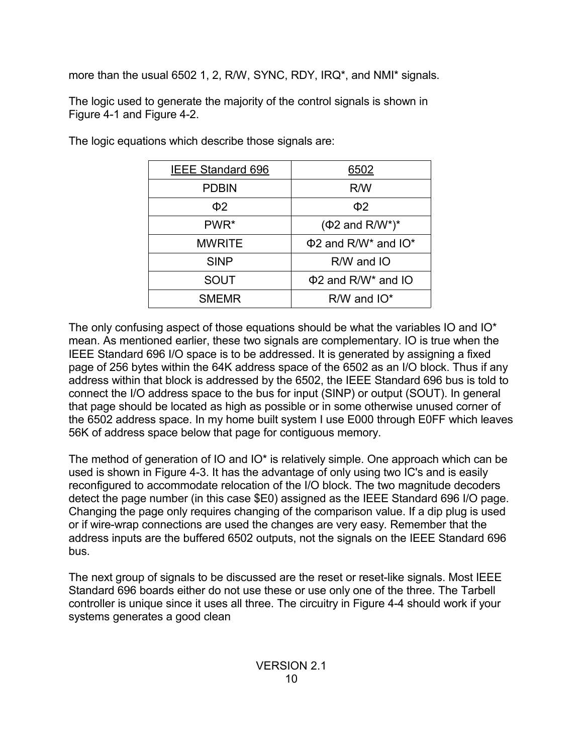more than the usual 6502 1, 2, R/W, SYNC, RDY, IRQ*, and NMI* signals.

The logic used to generate the majority of the control signals is shown in Figure 4-1 and Figure 4-2.

The logic equations which describe those signals are:

| IEEE Standard 696 | 6502 |
|---|---|
| PDBIN | R/W |
| Φ2 | Φ2 |
| PWR* | (Φ2 and R/W*)* |
| MWRITE | Φ2 and R/W* and IO* |
| SINP | R/W and IO |
| SOUT | Φ2 and R/W* and IO |
| SMEMR | R/W and IO* |

The only confusing aspect of those equations should be what the variables IO and IO* mean. As mentioned earlier, these two signals are complementary. IO is true when the IEEE Standard 696 I/O space is to be addressed. It is generated by assigning a fixed page of 256 bytes within the 64K address space of the 6502 as an I/O block. Thus if any address within that block is addressed by the 6502, the IEEE Standard 696 bus is told to connect the I/O address space to the bus for input (SINP) or output (SOUT). In general that page should be located as high as possible or in some otherwise unused corner of the 6502 address space. In my home built system I use E000 through E0FF which leaves 56K of address space below that page for contiguous memory.

The method of generation of IO and IO* is relatively simple. One approach which can be used is shown in Figure 4-3. It has the advantage of only using two IC's and is easily reconfigured to accommodate relocation of the I/O block. The two magnitude decoders detect the page number (in this case $E0) assigned as the IEEE Standard 696 I/O page. Changing the page only requires changing of the comparison value. If a dip plug is used or if wire-wrap connections are used the changes are very easy. Remember that the address inputs are the buffered 6502 outputs, not the signals on the IEEE Standard 696 bus.

The next group of signals to be discussed are the reset or reset-like signals. Most IEEE Standard 696 boards either do not use these or use only one of the three. The Tarbell controller is unique since it uses all three. The circuitry in Figure 4-4 should work if your systems generates a good clean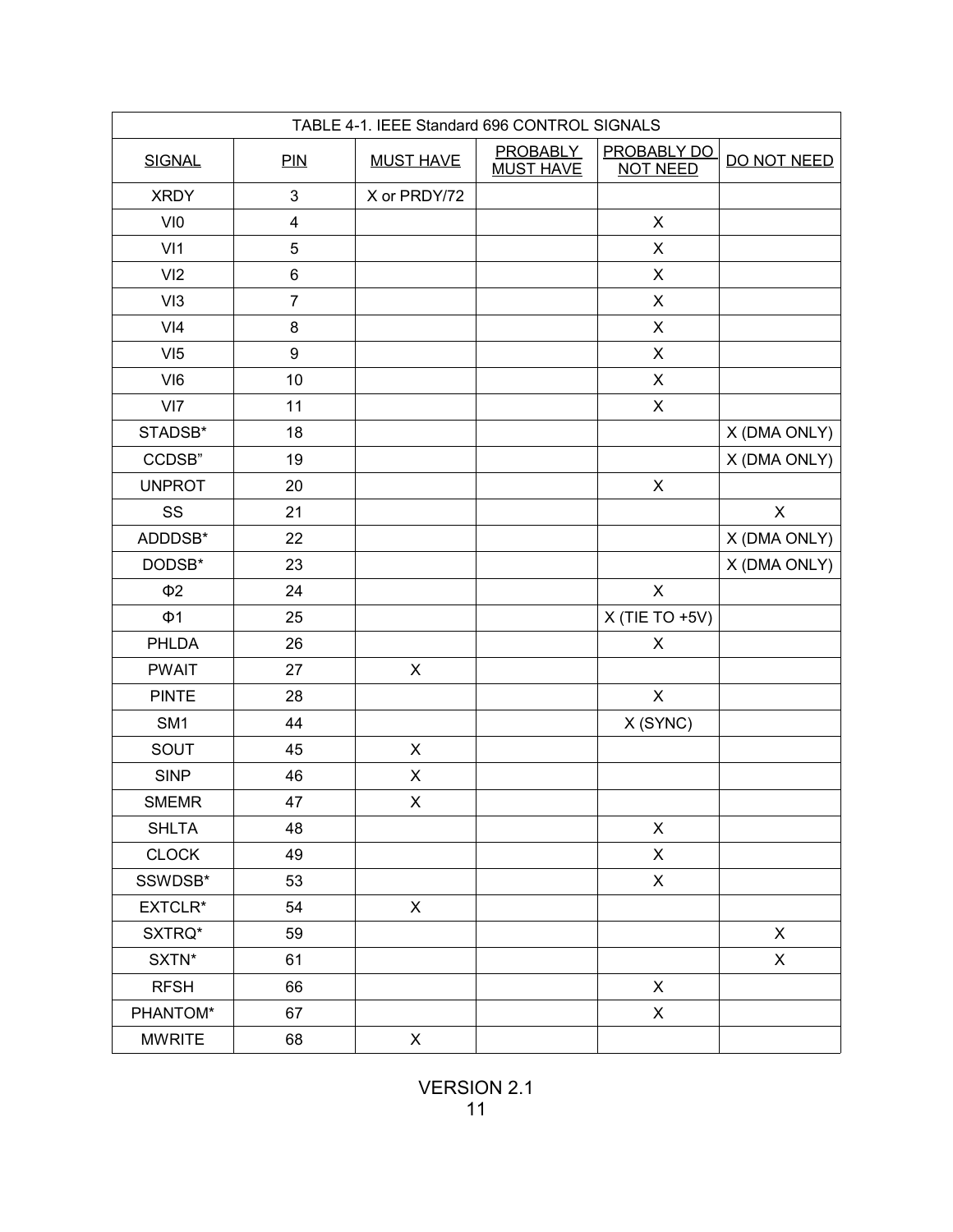| TABLE 4-1. IEEE Standard 696 CONTROL SIGNALS | | | | | |
|---|---|---|---|---|---|
| SIGNAL | PIN | MUST HAVE | PROBABLY MUST HAVE | PROBABLY DO NOT NEED | DO NOT NEED |
| XRDY | 3 | X or PRDY/72 | | | |
| VI0 | 4 | | | X | |
| VI1 | 5 | | | X | |
| VI2 | 6 | | | X | |
| VI3 | 7 | | | X | |
| VI4 | 8 | | | X | |
| VI5 | 9 | | | X | |
| VI6 | 10 | | | X | |
| VI7 | 11 | | | X | |
| STADSB* | 18 | | | | X (DMA ONLY) |
| CCDSB" | 19 | | | | X (DMA ONLY) |
| UNPROT | 20 | | | X | |
| SS | 21 | | | | X |
| ADDDSB* | 22 | | | | X (DMA ONLY) |
| DODSB* | 23 | | | | X (DMA ONLY) |
| Φ2 | 24 | | | X | |
| Φ1 | 25 | | | X (TIE TO +5V) | |
| PHLDA | 26 | | | X | |
| PWAIT | 27 | X | | | |
| PINTE | 28 | | | X | |
| SM1 | 44 | | | X (SYNC) | |
| SOUT | 45 | X | | | |
| SINP | 46 | X | | | |
| SMEMR | 47 | X | | | |
| SHLTA | 48 | | | X | |
| CLOCK | 49 | | | X | |
| SSWDSB* | 53 | | | X | |
| EXTCLR* | 54 | X | | | |
| SXTRQ* | 59 | | | | X |
| SXTN* | 61 | | | | X |
| RFSH | 66 | | | X | |
| PHANTOM* | 67 | | | X | |
| MWRITE | 68 | X | | | |

VERSION 2.1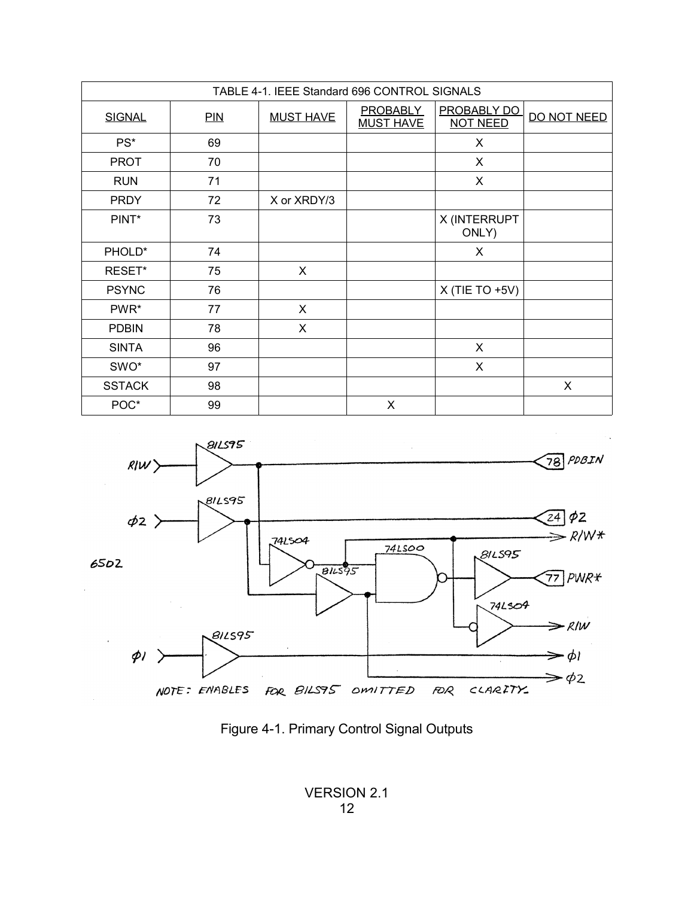| TABLE 4-1. IEEE Standard 696 CONTROL SIGNALS | | | | | |
|---|---|---|---|---|---|
| SIGNAL | PIN | MUST HAVE | PROBABLY MUST HAVE | PROBABLY DO NOT NEED | DO NOT NEED |
| PS* | 69 | | | X | |
| PROT | 70 | | | X | |
| RUN | 71 | | | X | |
| PRDY | 72 | X or XRDY/3 | | | |
| PINT* | 73 | | | X (INTERRUPT ONLY) | |
| PHOLD* | 74 | | | X | |
| RESET* | 75 | X | | | |
| PSYNC | 76 | | | X (TIE TO +5V) | |
| PWR* | 77 | X | | | |
| PDBIN | 78 | X | | | |
| SINTA | 96 | | | X | |
| SWO* | 97 | | | X | |
| SSTACK | 98 | | | | X |
| POC* | 99 | | X | | |

Figure 4-1. Primary Control Signal Outputs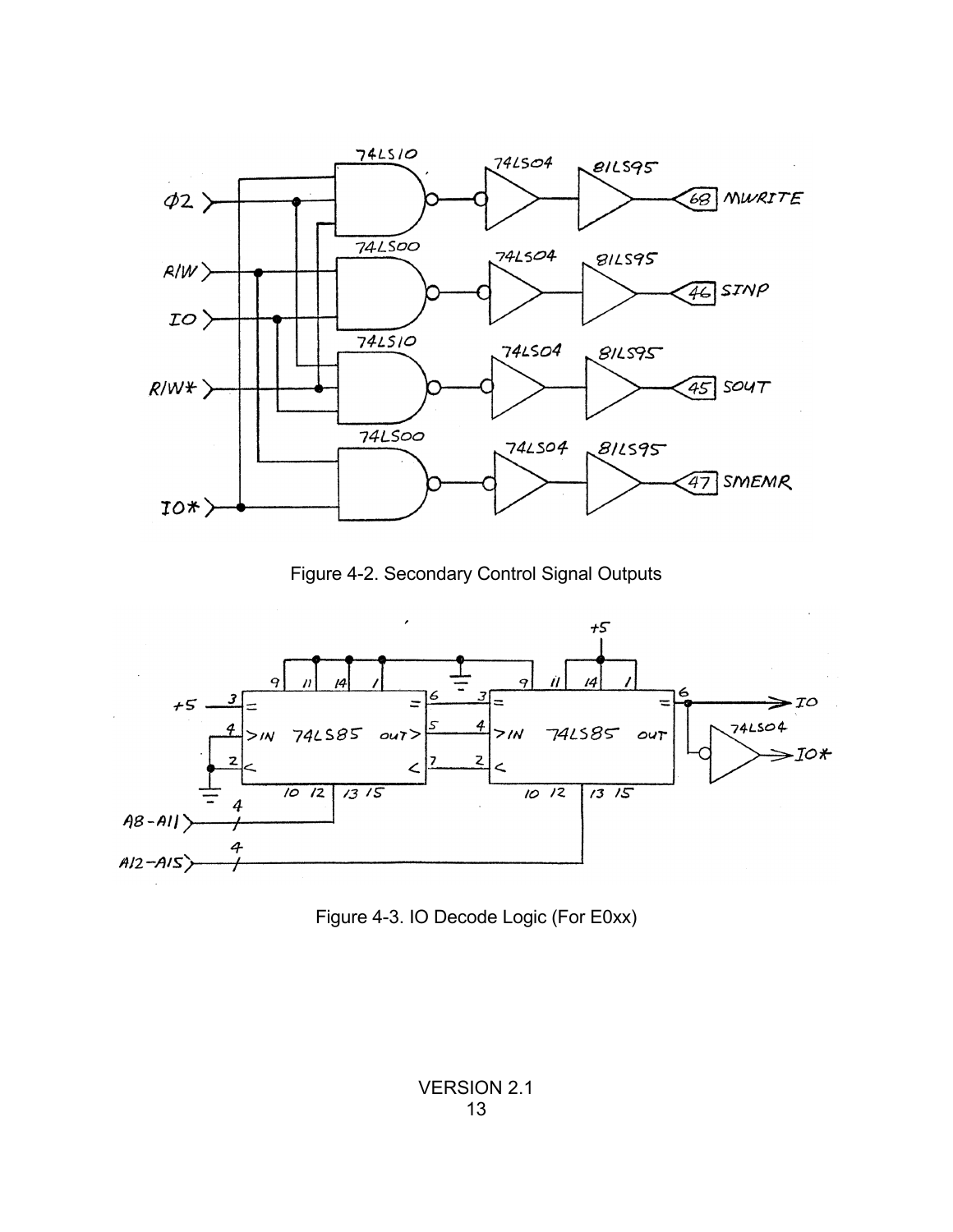Figure 4-2. Secondary Control Signal Outputs

Figure 4-3. IO Decode Logic (For E0xx)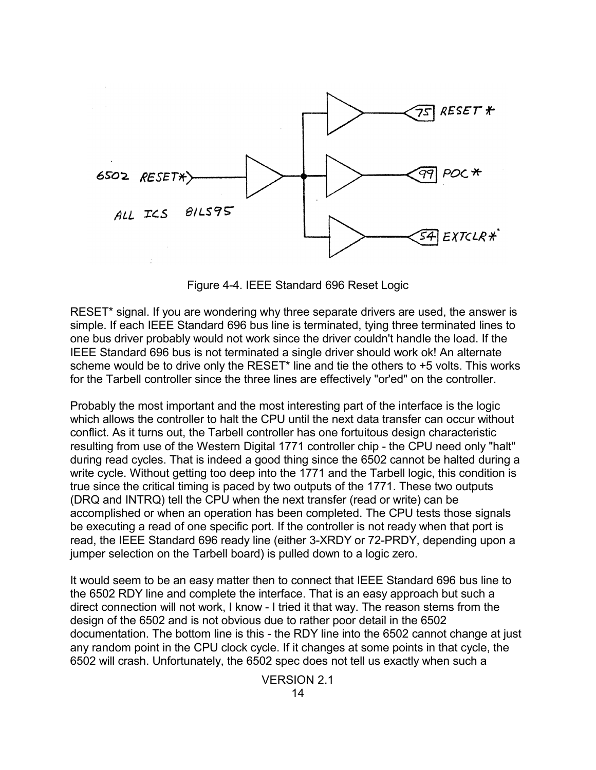Figure 4-4. IEEE Standard 696 Reset Logic

RESET* signal. If you are wondering why three separate drivers are used, the answer is simple. If each IEEE Standard 696 bus line is terminated, tying three terminated lines to one bus driver probably would not work since the driver couldn't handle the load. If the IEEE Standard 696 bus is not terminated a single driver should work ok! An alternate scheme would be to drive only the RESET* line and tie the others to +5 volts. This works for the Tarbell controller since the three lines are effectively "or'ed" on the controller.

Probably the most important and the most interesting part of the interface is the logic which allows the controller to halt the CPU until the next data transfer can occur without conflict. As it turns out, the Tarbell controller has one fortuitous design characteristic resulting from use of the Western Digital 1771 controller chip - the CPU need only "halt" during read cycles. That is indeed a good thing since the 6502 cannot be halted during a write cycle. Without getting too deep into the 1771 and the Tarbell logic, this condition is true since the critical timing is paced by two outputs of the 1771. These two outputs (DRQ and INTRQ) tell the CPU when the next transfer (read or write) can be accomplished or when an operation has been completed. The CPU tests those signals be executing a read of one specific port. If the controller is not ready when that port is read, the IEEE Standard 696 ready line (either 3-XRDY or 72-PRDY, depending upon a jumper selection on the Tarbell board) is pulled down to a logic zero.

It would seem to be an easy matter then to connect that IEEE Standard 696 bus line to the 6502 RDY line and complete the interface. That is an easy approach but such a direct connection will not work, I know - I tried it that way. The reason stems from the design of the 6502 and is not obvious due to rather poor detail in the 6502 documentation. The bottom line is this - the RDY line into the 6502 cannot change at just any random point in the CPU clock cycle. If it changes at some points in that cycle, the 6502 will crash. Unfortunately, the 6502 spec does not tell us exactly when such a

VERSION 2.1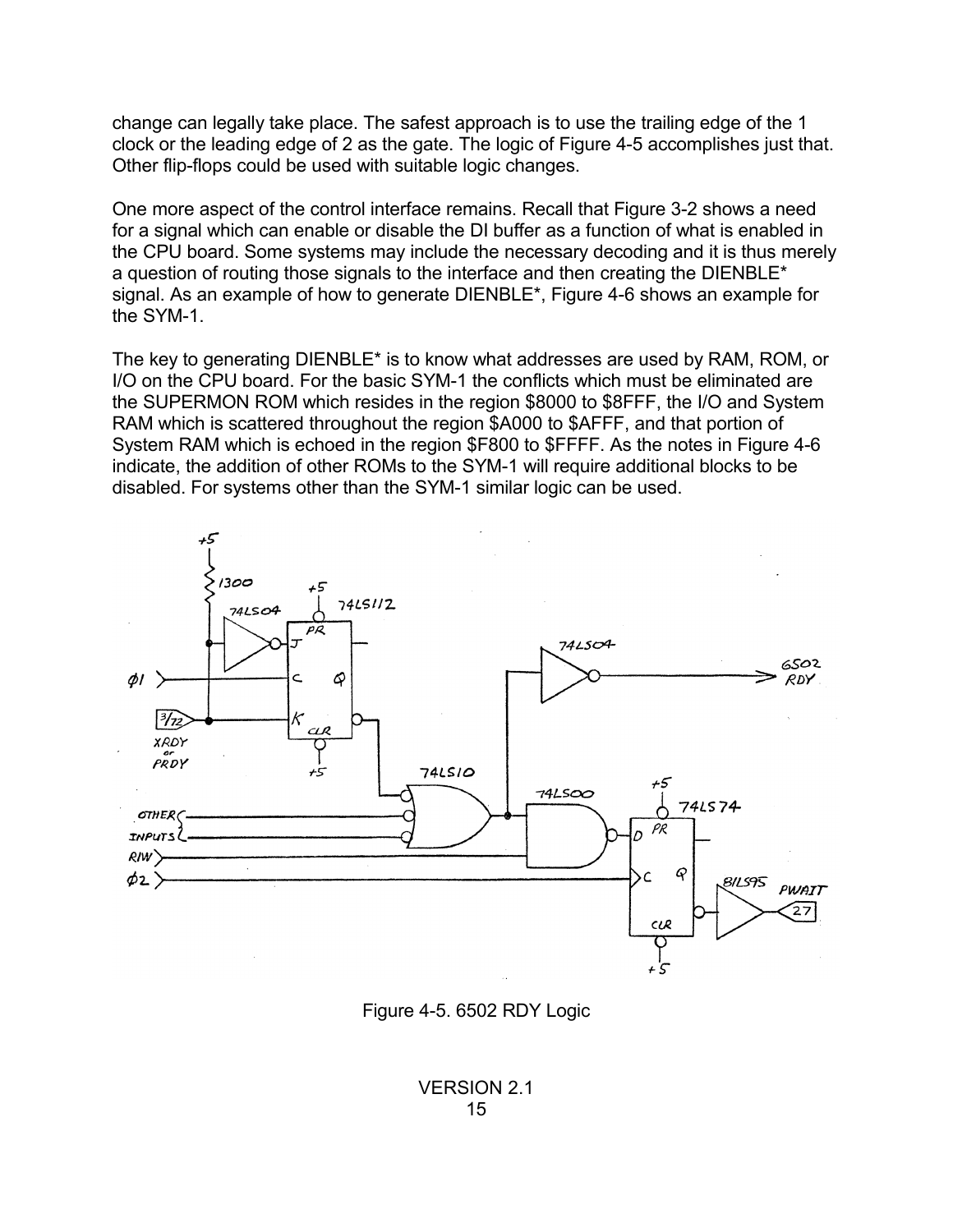change can legally take place. The safest approach is to use the trailing edge of the 1 clock or the leading edge of 2 as the gate. The logic of Figure 4-5 accomplishes just that. Other flip-flops could be used with suitable logic changes.

One more aspect of the control interface remains. Recall that Figure 3-2 shows a need for a signal which can enable or disable the DI buffer as a function of what is enabled in the CPU board. Some systems may include the necessary decoding and it is thus merely a question of routing those signals to the interface and then creating the DIENBLE* signal. As an example of how to generate DIENBLE*, Figure 4-6 shows an example for the SYM-1.

The key to generating DIENBLE* is to know what addresses are used by RAM, ROM, or I/O on the CPU board. For the basic SYM-1 the conflicts which must be eliminated are the SUPERMON ROM which resides in the region $8000 to $8FFF, the I/O and System RAM which is scattered throughout the region $A000 to $AFFF, and that portion of System RAM which is echoed in the region $F800 to $FFFF. As the notes in Figure 4-6 indicate, the addition of other ROMs to the SYM-1 will require additional blocks to be disabled. For systems other than the SYM-1 similar logic can be used.

Figure 4-5. 6502 RDY Logic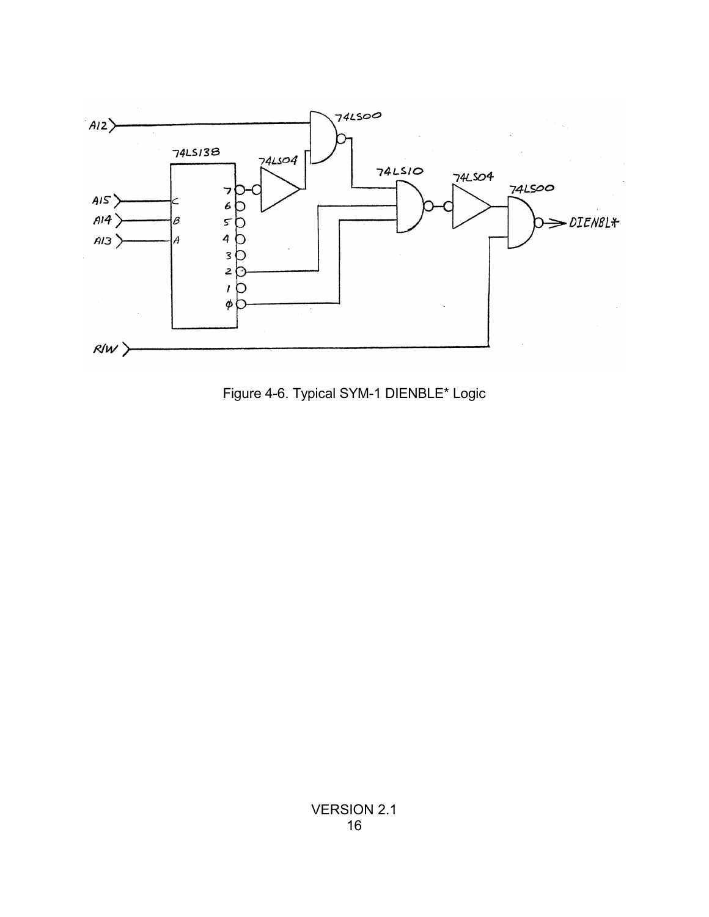Figure 4-6. Typical SYM-1 DIENBLE* Logic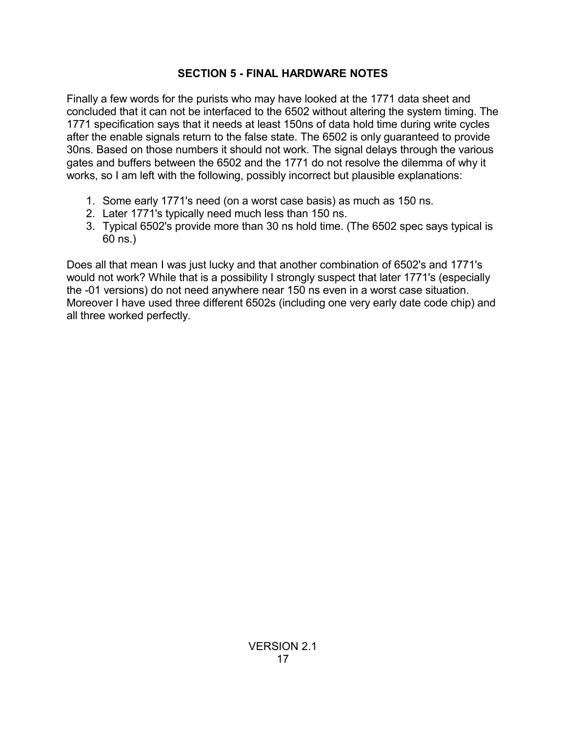## SECTION 5 - FINAL HARDWARE NOTES

Finally a few words for the purists who may have looked at the 1771 data sheet and concluded that it can not be interfaced to the 6502 without altering the system timing. The 1771 specification says that it needs at least 150ns of data hold time during write cycles after the enable signals return to the false state. The 6502 is only guaranteed to provide 30ns. Based on those numbers it should not work. The signal delays through the various gates and buffers between the 6502 and the 1771 do not resolve the dilemma of why it works, so I am left with the following, possibly incorrect but plausible explanations:

1. Some early 1771's need (on a worst case basis) as much as 150 ns.
2. Later 1771's typically need much less than 150 ns.
3. Typical 6502's provide more than 30 ns hold time. (The 6502 spec says typical is 60 ns.)

Does all that mean I was just lucky and that another combination of 6502's and 1771's would not work? While that is a possibility I strongly suspect that later 1771's (especially the -01 versions) do not need anywhere near 150 ns even in a worst case situation. Moreover I have used three different 6502s (including one very early date code chip) and all three worked perfectly.

VERSION 2.1